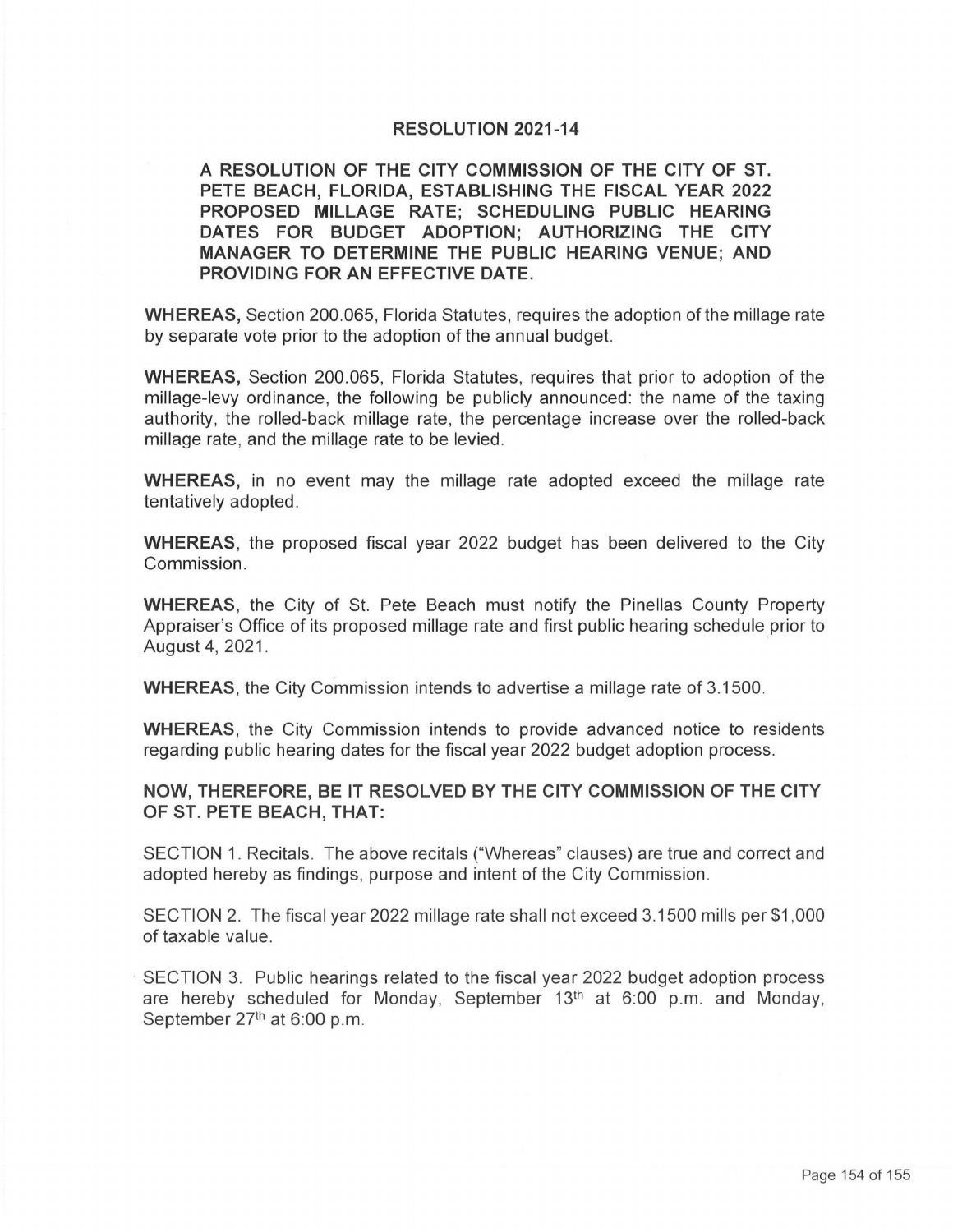# RESOLUTION 2021-14

**A RESOLUTION OF THE CITY COMMISSION OF THE CITY OF ST. PETE BEACH, FLORIDA, ESTABLISHING THE FISCAL YEAR 2022 PROPOSED MILLAGE RATE; SCHEDULING PUBLIC HEARING DATES FOR BUDGET ADOPTION; AUTHORIZING THE CITY MANAGER TO DETERMINE THE PUBLIC HEARING VENUE; AND PROVIDING FOR AN EFFECTIVE DATE.**

**WHEREAS,** Section 200.065, Florida Statutes, requires the adoption of the millage rate by separate vote prior to the adoption of the annual budget.

**WHEREAS,** Section 200.065, Florida Statutes, requires that prior to adoption of the millage-levy ordinance, the following be publicly announced: the name of the taxing authority, the rolled-back millage rate, the percentage increase over the rolled-back millage rate, and the millage rate to be levied.

**WHEREAS,** in no event may the millage rate adopted exceed the millage rate tentatively adopted.

**WHEREAS**, the proposed fiscal year 2022 budget has been delivered to the City Commission.

**WHEREAS**, the City of St. Pete Beach must notify the Pinellas County Property Appraiser's Office of its proposed millage rate and first public hearing schedule prior to August 4, 2021.

**WHEREAS**, the City Commission intends to advertise a millage rate of 3.1500.

**WHEREAS**, the City Commission intends to provide advanced notice to residents regarding public hearing dates for the fiscal year 2022 budget adoption process.

**NOW, THEREFORE, BE IT RESOLVED BY THE CITY COMMISSION OF THE CITY OF ST. PETE BEACH, THAT:**

SECTION 1. Recitals. The above recitals ("Whereas" clauses) are true and correct and adopted hereby as findings, purpose and intent of the City Commission.

SECTION 2. The fiscal year 2022 millage rate shall not exceed 3.1500 mills per $1,000 of taxable value.

SECTION 3. Public hearings related to the fiscal year 2022 budget adoption process are hereby scheduled for Monday, September 13th at 6:00 p.m. and Monday, September 27th at 6:00 p.m.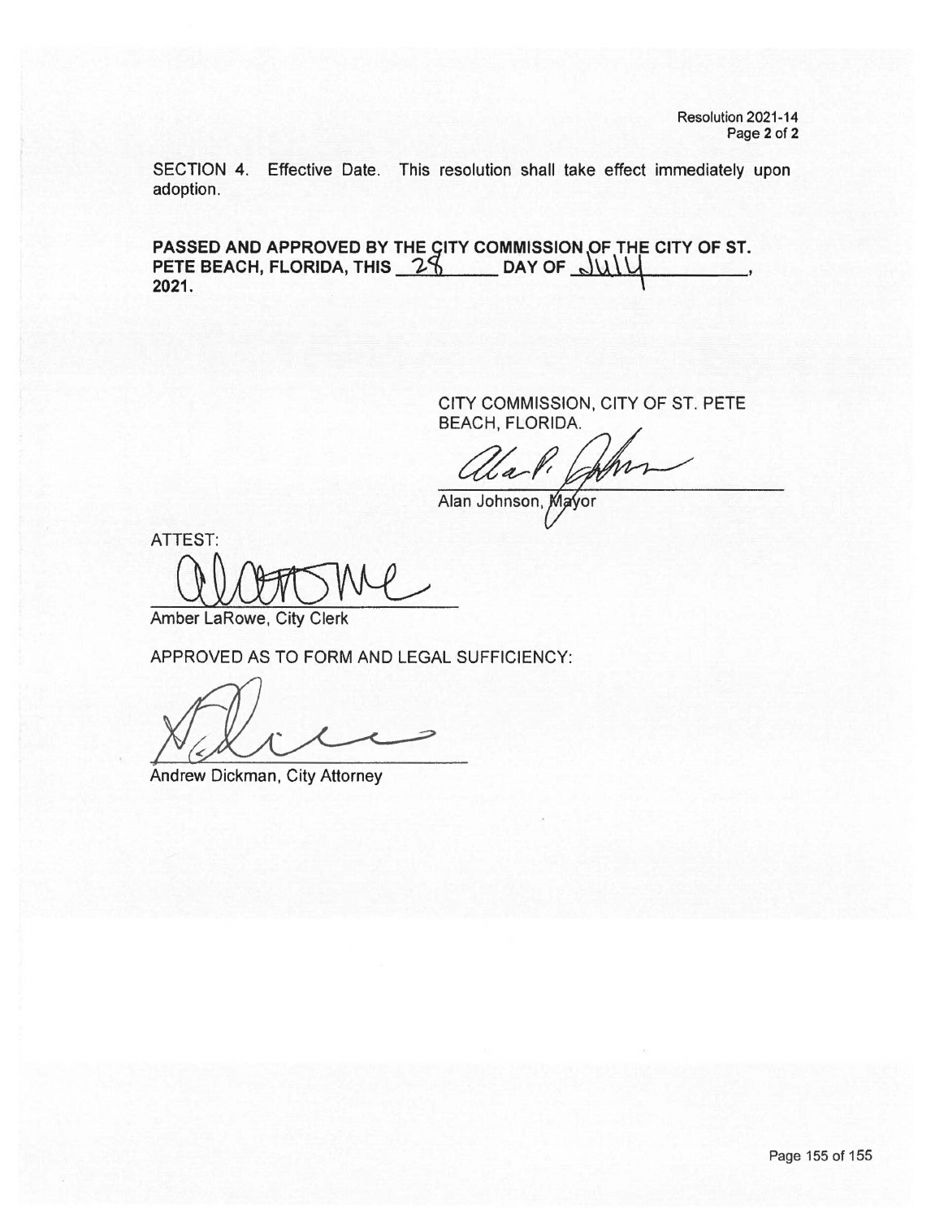SECTION 4. Effective Date. This resolution shall take effect immediately upon adoption.

**PASSED AND APPROVED BY THE CITY COMMISSION OF THE CITY OF ST. PETE BEACH, FLORIDA, THIS 28 DAY OF July, 2021.**

CITY COMMISSION, CITY OF ST. PETE BEACH, FLORIDA.

Alan Johnson, Mayor

ATTEST:

Amber LaRowe, City Clerk

APPROVED AS TO FORM AND LEGAL SUFFICIENCY:

Andrew Dickman, City Attorney